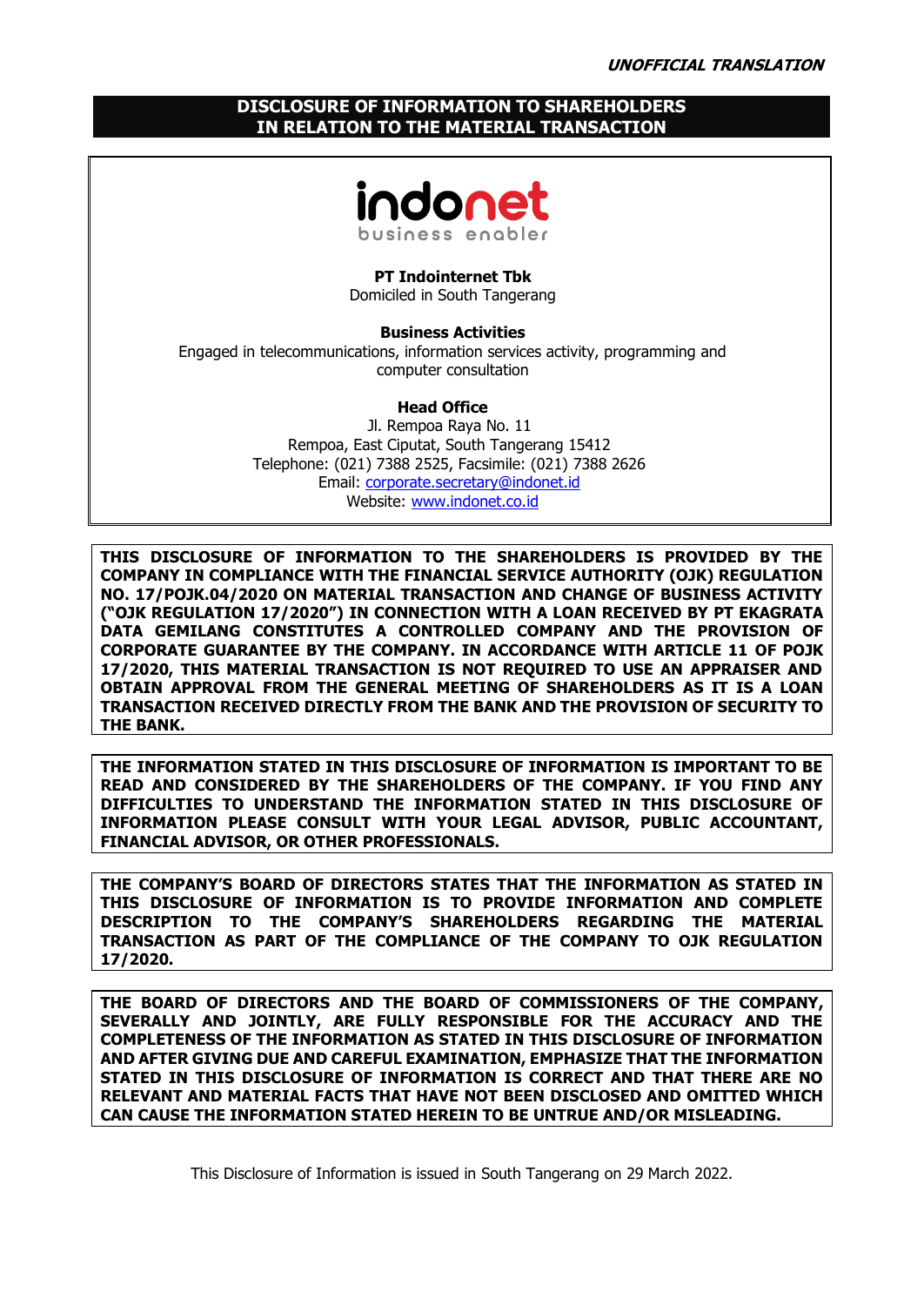***UNOFFICIAL TRANSLATION***

# DISCLOSURE OF INFORMATION TO SHAREHOLDERS IN RELATION TO THE MATERIAL TRANSACTION

indonet
business enabler

**PT Indointernet Tbk**
Domiciled in South Tangerang

**Business Activities**
Engaged in telecommunications, information services activity, programming and computer consultation

**Head Office**
Jl. Rempoa Raya No. 11
Rempoa, East Ciputat, South Tangerang 15412
Telephone: (021) 7388 2525, Facsimile: (021) 7388 2626
Email: corporate.secretary@indonet.id
Website: www.indonet.co.id

**THIS DISCLOSURE OF INFORMATION TO THE SHAREHOLDERS IS PROVIDED BY THE COMPANY IN COMPLIANCE WITH THE FINANCIAL SERVICE AUTHORITY (OJK) REGULATION NO. 17/POJK.04/2020 ON MATERIAL TRANSACTION AND CHANGE OF BUSINESS ACTIVITY ("OJK REGULATION 17/2020") IN CONNECTION WITH A LOAN RECEIVED BY PT EKAGRATA DATA GEMILANG CONSTITUTES A CONTROLLED COMPANY AND THE PROVISION OF CORPORATE GUARANTEE BY THE COMPANY. IN ACCORDANCE WITH ARTICLE 11 OF POJK 17/2020, THIS MATERIAL TRANSACTION IS NOT REQUIRED TO USE AN APPRAISER AND OBTAIN APPROVAL FROM THE GENERAL MEETING OF SHAREHOLDERS AS IT IS A LOAN TRANSACTION RECEIVED DIRECTLY FROM THE BANK AND THE PROVISION OF SECURITY TO THE BANK.**

**THE INFORMATION STATED IN THIS DISCLOSURE OF INFORMATION IS IMPORTANT TO BE READ AND CONSIDERED BY THE SHAREHOLDERS OF THE COMPANY. IF YOU FIND ANY DIFFICULTIES TO UNDERSTAND THE INFORMATION STATED IN THIS DISCLOSURE OF INFORMATION PLEASE CONSULT WITH YOUR LEGAL ADVISOR, PUBLIC ACCOUNTANT, FINANCIAL ADVISOR, OR OTHER PROFESSIONALS.**

**THE COMPANY'S BOARD OF DIRECTORS STATES THAT THE INFORMATION AS STATED IN THIS DISCLOSURE OF INFORMATION IS TO PROVIDE INFORMATION AND COMPLETE DESCRIPTION TO THE COMPANY'S SHAREHOLDERS REGARDING THE MATERIAL TRANSACTION AS PART OF THE COMPLIANCE OF THE COMPANY TO OJK REGULATION 17/2020.**

**THE BOARD OF DIRECTORS AND THE BOARD OF COMMISSIONERS OF THE COMPANY, SEVERALLY AND JOINTLY, ARE FULLY RESPONSIBLE FOR THE ACCURACY AND THE COMPLETENESS OF THE INFORMATION AS STATED IN THIS DISCLOSURE OF INFORMATION AND AFTER GIVING DUE AND CAREFUL EXAMINATION, EMPHASIZE THAT THE INFORMATION STATED IN THIS DISCLOSURE OF INFORMATION IS CORRECT AND THAT THERE ARE NO RELEVANT AND MATERIAL FACTS THAT HAVE NOT BEEN DISCLOSED AND OMITTED WHICH CAN CAUSE THE INFORMATION STATED HEREIN TO BE UNTRUE AND/OR MISLEADING.**

This Disclosure of Information is issued in South Tangerang on 29 March 2022.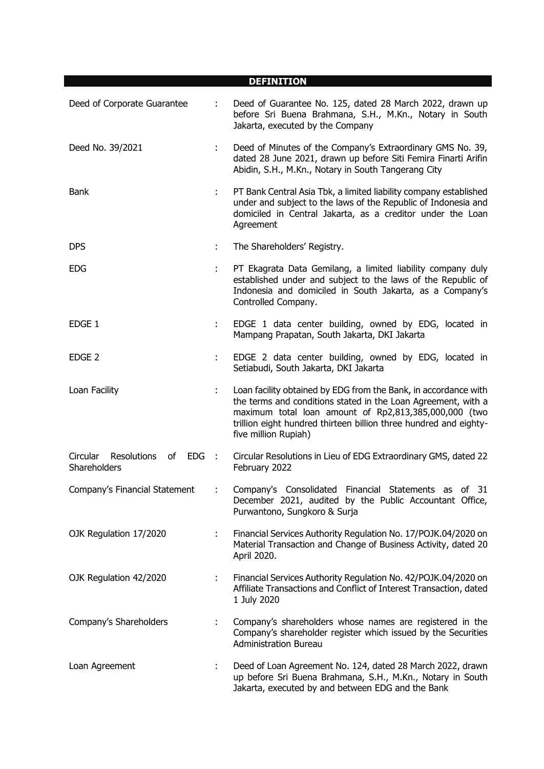## DEFINITION

| | | |
|---|---|---|
| Deed of Corporate Guarantee | : | Deed of Guarantee No. 125, dated 28 March 2022, drawn up before Sri Buena Brahmana, S.H., M.Kn., Notary in South Jakarta, executed by the Company |
| Deed No. 39/2021 | : | Deed of Minutes of the Company's Extraordinary GMS No. 39, dated 28 June 2021, drawn up before Siti Femira Finarti Arifin Abidin, S.H., M.Kn., Notary in South Tangerang City |
| Bank | : | PT Bank Central Asia Tbk, a limited liability company established under and subject to the laws of the Republic of Indonesia and domiciled in Central Jakarta, as a creditor under the Loan Agreement |
| DPS | : | The Shareholders' Registry. |
| EDG | : | PT Ekagrata Data Gemilang, a limited liability company duly established under and subject to the laws of the Republic of Indonesia and domiciled in South Jakarta, as a Company's Controlled Company. |
| EDGE 1 | : | EDGE 1 data center building, owned by EDG, located in Mampang Prapatan, South Jakarta, DKI Jakarta |
| EDGE 2 | : | EDGE 2 data center building, owned by EDG, located in Setiabudi, South Jakarta, DKI Jakarta |
| Loan Facility | : | Loan facility obtained by EDG from the Bank, in accordance with the terms and conditions stated in the Loan Agreement, with a maximum total loan amount of Rp2,813,385,000,000 (two trillion eight hundred thirteen billion three hundred and eighty-five million Rupiah) |
| Circular Resolutions of EDG Shareholders | : | Circular Resolutions in Lieu of EDG Extraordinary GMS, dated 22 February 2022 |
| Company's Financial Statement | : | Company's Consolidated Financial Statements as of 31 December 2021, audited by the Public Accountant Office, Purwantono, Sungkoro & Surja |
| OJK Regulation 17/2020 | : | Financial Services Authority Regulation No. 17/POJK.04/2020 on Material Transaction and Change of Business Activity, dated 20 April 2020. |
| OJK Regulation 42/2020 | : | Financial Services Authority Regulation No. 42/POJK.04/2020 on Affiliate Transactions and Conflict of Interest Transaction, dated 1 July 2020 |
| Company's Shareholders | : | Company's shareholders whose names are registered in the Company's shareholder register which issued by the Securities Administration Bureau |
| Loan Agreement | : | Deed of Loan Agreement No. 124, dated 28 March 2022, drawn up before Sri Buena Brahmana, S.H., M.Kn., Notary in South Jakarta, executed by and between EDG and the Bank |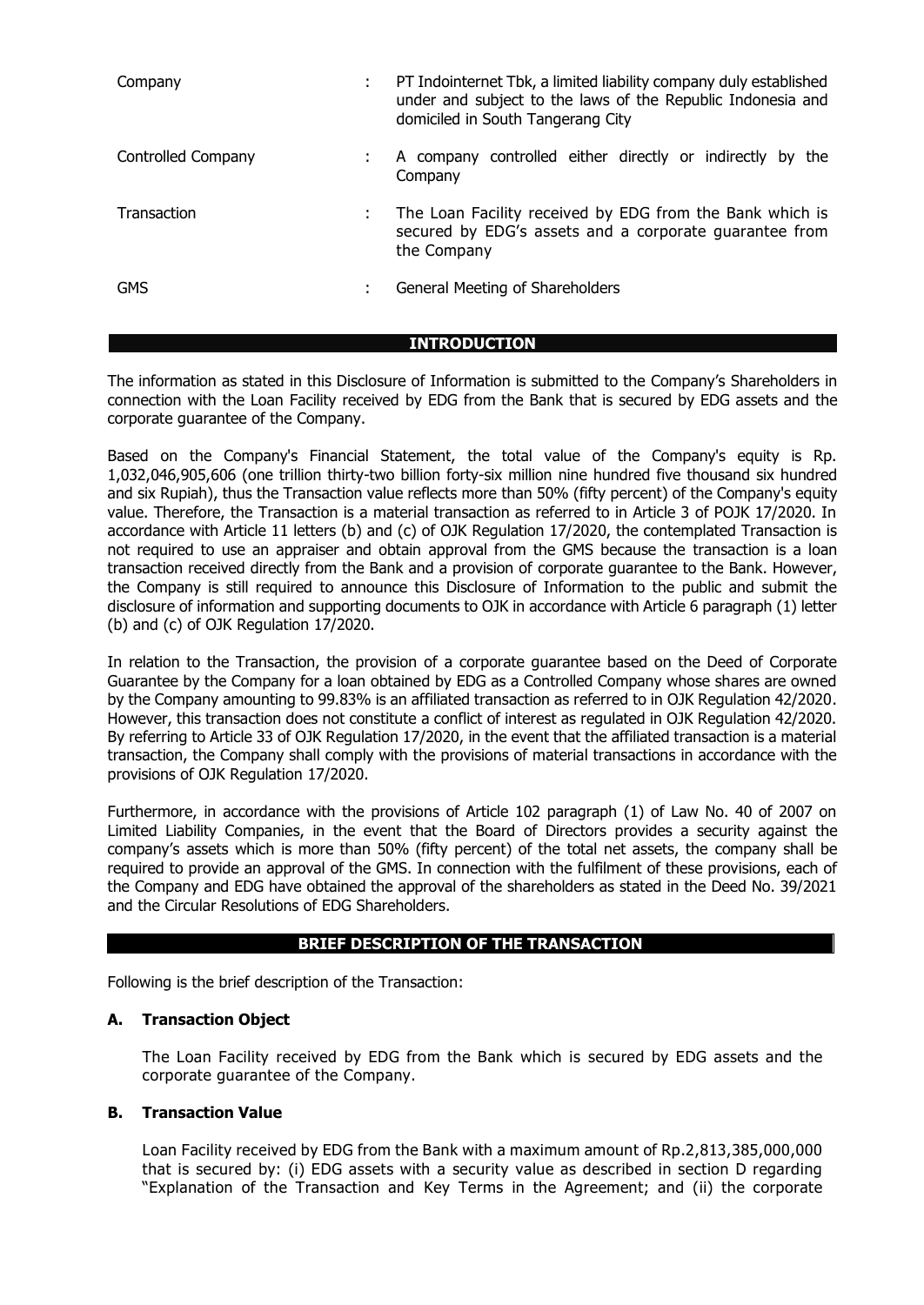| | | |
|---|---|---|
| Company | : | PT Indointernet Tbk, a limited liability company duly established under and subject to the laws of the Republic Indonesia and domiciled in South Tangerang City |
| Controlled Company | : | A company controlled either directly or indirectly by the Company |
| Transaction | : | The Loan Facility received by EDG from the Bank which is secured by EDG's assets and a corporate guarantee from the Company |
| GMS | : | General Meeting of Shareholders |

## INTRODUCTION

The information as stated in this Disclosure of Information is submitted to the Company's Shareholders in connection with the Loan Facility received by EDG from the Bank that is secured by EDG assets and the corporate guarantee of the Company.

Based on the Company's Financial Statement, the total value of the Company's equity is Rp. 1,032,046,905,606 (one trillion thirty-two billion forty-six million nine hundred five thousand six hundred and six Rupiah), thus the Transaction value reflects more than 50% (fifty percent) of the Company's equity value. Therefore, the Transaction is a material transaction as referred to in Article 3 of POJK 17/2020. In accordance with Article 11 letters (b) and (c) of OJK Regulation 17/2020, the contemplated Transaction is not required to use an appraiser and obtain approval from the GMS because the transaction is a loan transaction received directly from the Bank and a provision of corporate guarantee to the Bank. However, the Company is still required to announce this Disclosure of Information to the public and submit the disclosure of information and supporting documents to OJK in accordance with Article 6 paragraph (1) letter (b) and (c) of OJK Regulation 17/2020.

In relation to the Transaction, the provision of a corporate guarantee based on the Deed of Corporate Guarantee by the Company for a loan obtained by EDG as a Controlled Company whose shares are owned by the Company amounting to 99.83% is an affiliated transaction as referred to in OJK Regulation 42/2020. However, this transaction does not constitute a conflict of interest as regulated in OJK Regulation 42/2020. By referring to Article 33 of OJK Regulation 17/2020, in the event that the affiliated transaction is a material transaction, the Company shall comply with the provisions of material transactions in accordance with the provisions of OJK Regulation 17/2020.

Furthermore, in accordance with the provisions of Article 102 paragraph (1) of Law No. 40 of 2007 on Limited Liability Companies, in the event that the Board of Directors provides a security against the company's assets which is more than 50% (fifty percent) of the total net assets, the company shall be required to provide an approval of the GMS. In connection with the fulfilment of these provisions, each of the Company and EDG have obtained the approval of the shareholders as stated in the Deed No. 39/2021 and the Circular Resolutions of EDG Shareholders.

## BRIEF DESCRIPTION OF THE TRANSACTION

Following is the brief description of the Transaction:

### A. Transaction Object

The Loan Facility received by EDG from the Bank which is secured by EDG assets and the corporate guarantee of the Company.

### B. Transaction Value

Loan Facility received by EDG from the Bank with a maximum amount of Rp.2,813,385,000,000 that is secured by: (i) EDG assets with a security value as described in section D regarding "Explanation of the Transaction and Key Terms in the Agreement; and (ii) the corporate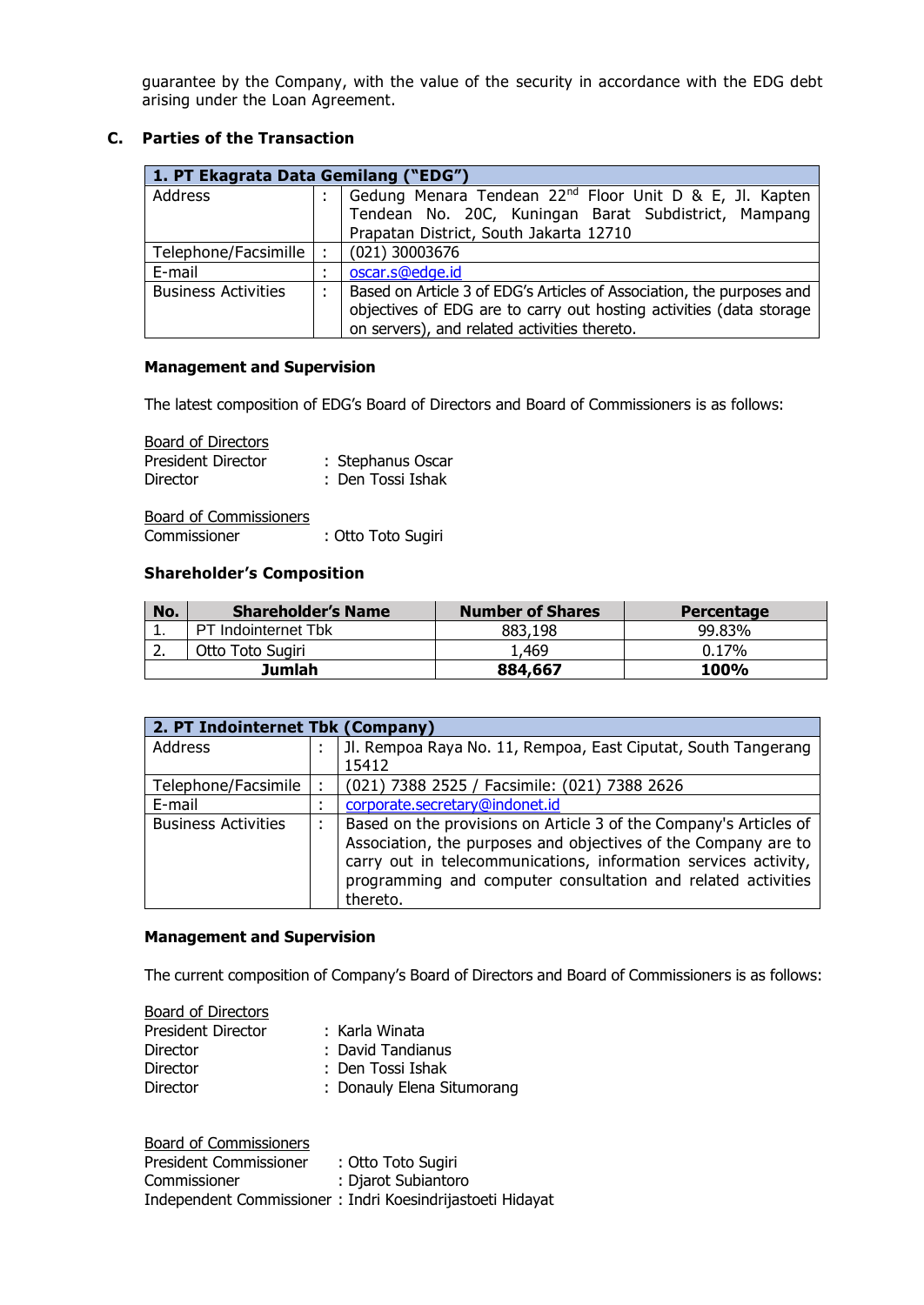guarantee by the Company, with the value of the security in accordance with the EDG debt arising under the Loan Agreement.

## C. Parties of the Transaction

| **1. PT Ekagrata Data Gemilang ("EDG")** | | |
|---|---|---|
| Address | : | Gedung Menara Tendean 22nd Floor Unit D & E, Jl. Kapten Tendean No. 20C, Kuningan Barat Subdistrict, Mampang Prapatan District, South Jakarta 12710 |
| Telephone/Facsimille | : | (021) 30003676 |
| E-mail | : | oscar.s@edge.id |
| Business Activities | : | Based on Article 3 of EDG's Articles of Association, the purposes and objectives of EDG are to carry out hosting activities (data storage on servers), and related activities thereto. |

**Management and Supervision**

The latest composition of EDG's Board of Directors and Board of Commissioners is as follows:

Board of Directors
President Director : Stephanus Oscar
Director : Den Tossi Ishak

Board of Commissioners
Commissioner : Otto Toto Sugiri

**Shareholder's Composition**

| No. | Shareholder's Name | Number of Shares | Percentage |
|---|---|---|---|
| 1. | PT Indointernet Tbk | 883,198 | 99.83% |
| 2. | Otto Toto Sugiri | 1,469 | 0.17% |
| **Jumlah** | | **884,667** | **100%** |

| **2. PT Indointernet Tbk (Company)** | | |
|---|---|---|
| Address | : | Jl. Rempoa Raya No. 11, Rempoa, East Ciputat, South Tangerang 15412 |
| Telephone/Facsimile | : | (021) 7388 2525 / Facsimile: (021) 7388 2626 |
| E-mail | : | corporate.secretary@indonet.id |
| Business Activities | : | Based on the provisions on Article 3 of the Company's Articles of Association, the purposes and objectives of the Company are to carry out in telecommunications, information services activity, programming and computer consultation and related activities thereto. |

**Management and Supervision**

The current composition of Company's Board of Directors and Board of Commissioners is as follows:

Board of Directors
President Director : Karla Winata
Director : David Tandianus
Director : Den Tossi Ishak
Director : Donauly Elena Situmorang

Board of Commissioners
President Commissioner : Otto Toto Sugiri
Commissioner : Djarot Subiantoro
Independent Commissioner : Indri Koesindrijastoeti Hidayat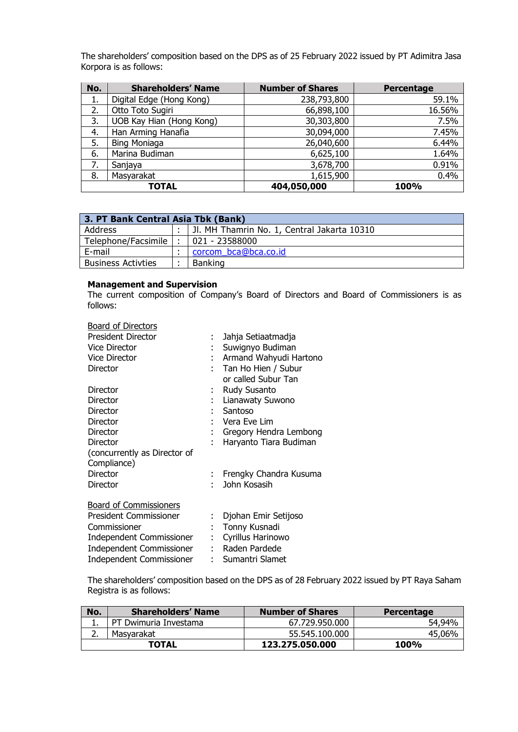The shareholders' composition based on the DPS as of 25 February 2022 issued by PT Adimitra Jasa Korpora is as follows:

| No. | Shareholders' Name | Number of Shares | Percentage |
|---|---|---|---|
| 1. | Digital Edge (Hong Kong) | 238,793,800 | 59.1% |
| 2. | Otto Toto Sugiri | 66,898,100 | 16.56% |
| 3. | UOB Kay Hian (Hong Kong) | 30,303,800 | 7.5% |
| 4. | Han Arming Hanafia | 30,094,000 | 7.45% |
| 5. | Bing Moniaga | 26,040,600 | 6.44% |
| 6. | Marina Budiman | 6,625,100 | 1.64% |
| 7. | Sanjaya | 3,678,700 | 0.91% |
| 8. | Masyarakat | 1,615,900 | 0.4% |
| **TOTAL** | | **404,050,000** | **100%** |

| **3. PT Bank Central Asia Tbk (Bank)** | | |
|---|---|---|
| Address | : | Jl. MH Thamrin No. 1, Central Jakarta 10310 |
| Telephone/Facsimile | : | 021 - 23588000 |
| E-mail | : | corcom_bca@bca.co.id |
| Business Activties | : | Banking |

**Management and Supervision**

The current composition of Company's Board of Directors and Board of Commissioners is as follows:

Board of Directors

| | | |
|---|---|---|
| President Director | : | Jahja Setiaatmadja |
| Vice Director | : | Suwignyo Budiman |
| Vice Director | : | Armand Wahyudi Hartono |
| Director | : | Tan Ho Hien / Subur or called Subur Tan |
| Director | : | Rudy Susanto |
| Director | : | Lianawaty Suwono |
| Director | : | Santoso |
| Director | : | Vera Eve Lim |
| Director | : | Gregory Hendra Lembong |
| Director (concurrently as Director of Compliance) | : | Haryanto Tiara Budiman |
| Director | : | Frengky Chandra Kusuma |
| Director | : | John Kosasih |

Board of Commissioners

| | | |
|---|---|---|
| President Commissioner | : | Djohan Emir Setijoso |
| Commissioner | : | Tonny Kusnadi |
| Independent Commissioner | : | Cyrillus Harinowo |
| Independent Commissioner | : | Raden Pardede |
| Independent Commissioner | : | Sumantri Slamet |

The shareholders' composition based on the DPS as of 28 February 2022 issued by PT Raya Saham Registra is as follows:

| No. | Shareholders' Name | Number of Shares | Percentage |
|---|---|---|---|
| 1. | PT Dwimuria Investama | 67.729.950.000 | 54,94% |
| 2. | Masyarakat | 55.545.100.000 | 45,06% |
| **TOTAL** | | **123.275.050.000** | **100%** |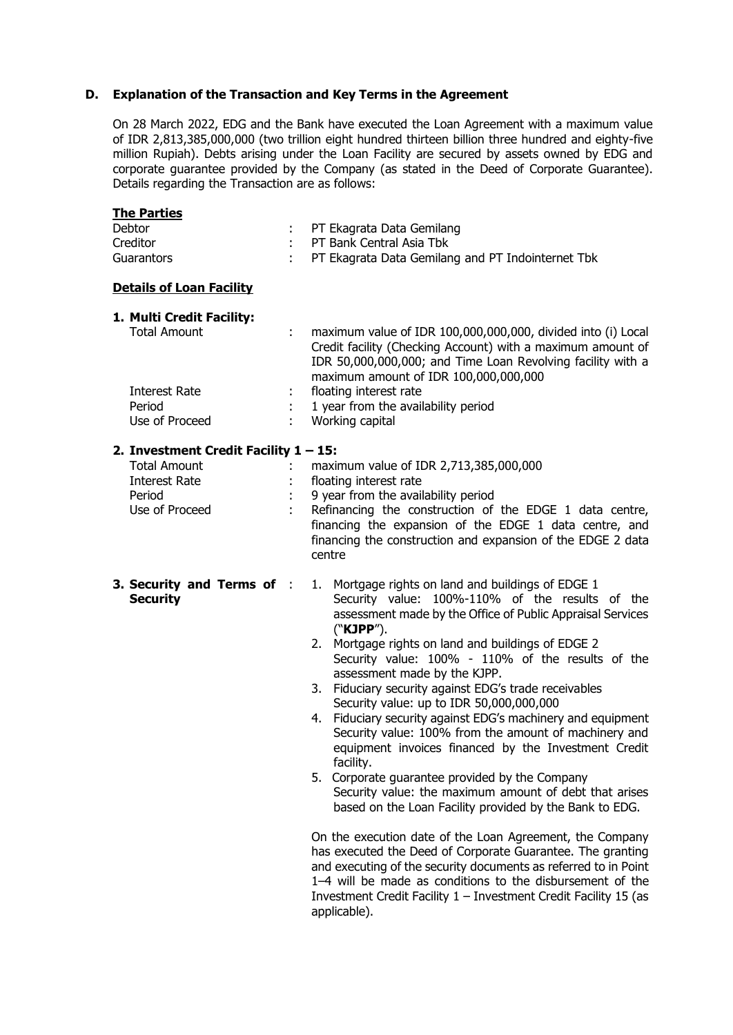## D. Explanation of the Transaction and Key Terms in the Agreement

On 28 March 2022, EDG and the Bank have executed the Loan Agreement with a maximum value of IDR 2,813,385,000,000 (two trillion eight hundred thirteen billion three hundred and eighty-five million Rupiah). Debts arising under the Loan Facility are secured by assets owned by EDG and corporate guarantee provided by the Company (as stated in the Deed of Corporate Guarantee). Details regarding the Transaction are as follows:

**The Parties**

| | | |
|---|---|---|
| Debtor | : | PT Ekagrata Data Gemilang |
| Creditor | : | PT Bank Central Asia Tbk |
| Guarantors | : | PT Ekagrata Data Gemilang and PT Indointernet Tbk |

**Details of Loan Facility**

**1. Multi Credit Facility:**

| | | |
|---|---|---|
| Total Amount | : | maximum value of IDR 100,000,000,000, divided into (i) Local Credit facility (Checking Account) with a maximum amount of IDR 50,000,000,000; and Time Loan Revolving facility with a maximum amount of IDR 100,000,000,000 |
| Interest Rate | : | floating interest rate |
| Period | : | 1 year from the availability period |
| Use of Proceed | : | Working capital |

**2. Investment Credit Facility 1 – 15:**

| | | |
|---|---|---|
| Total Amount | : | maximum value of IDR 2,713,385,000,000 |
| Interest Rate | : | floating interest rate |
| Period | : | 9 year from the availability period |
| Use of Proceed | : | Refinancing the construction of the EDGE 1 data centre, financing the expansion of the EDGE 1 data centre, and financing the construction and expansion of the EDGE 2 data centre |

**3. Security and Terms of Security** :

1. Mortgage rights on land and buildings of EDGE 1
   Security value: 100%-110% of the results of the assessment made by the Office of Public Appraisal Services ("**KJPP**").
2. Mortgage rights on land and buildings of EDGE 2
   Security value: 100% - 110% of the results of the assessment made by the KJPP.
3. Fiduciary security against EDG's trade receivables
   Security value: up to IDR 50,000,000,000
4. Fiduciary security against EDG's machinery and equipment
   Security value: 100% from the amount of machinery and equipment invoices financed by the Investment Credit facility.
5. Corporate guarantee provided by the Company
   Security value: the maximum amount of debt that arises based on the Loan Facility provided by the Bank to EDG.

On the execution date of the Loan Agreement, the Company has executed the Deed of Corporate Guarantee. The granting and executing of the security documents as referred to in Point 1–4 will be made as conditions to the disbursement of the Investment Credit Facility 1 – Investment Credit Facility 15 (as applicable).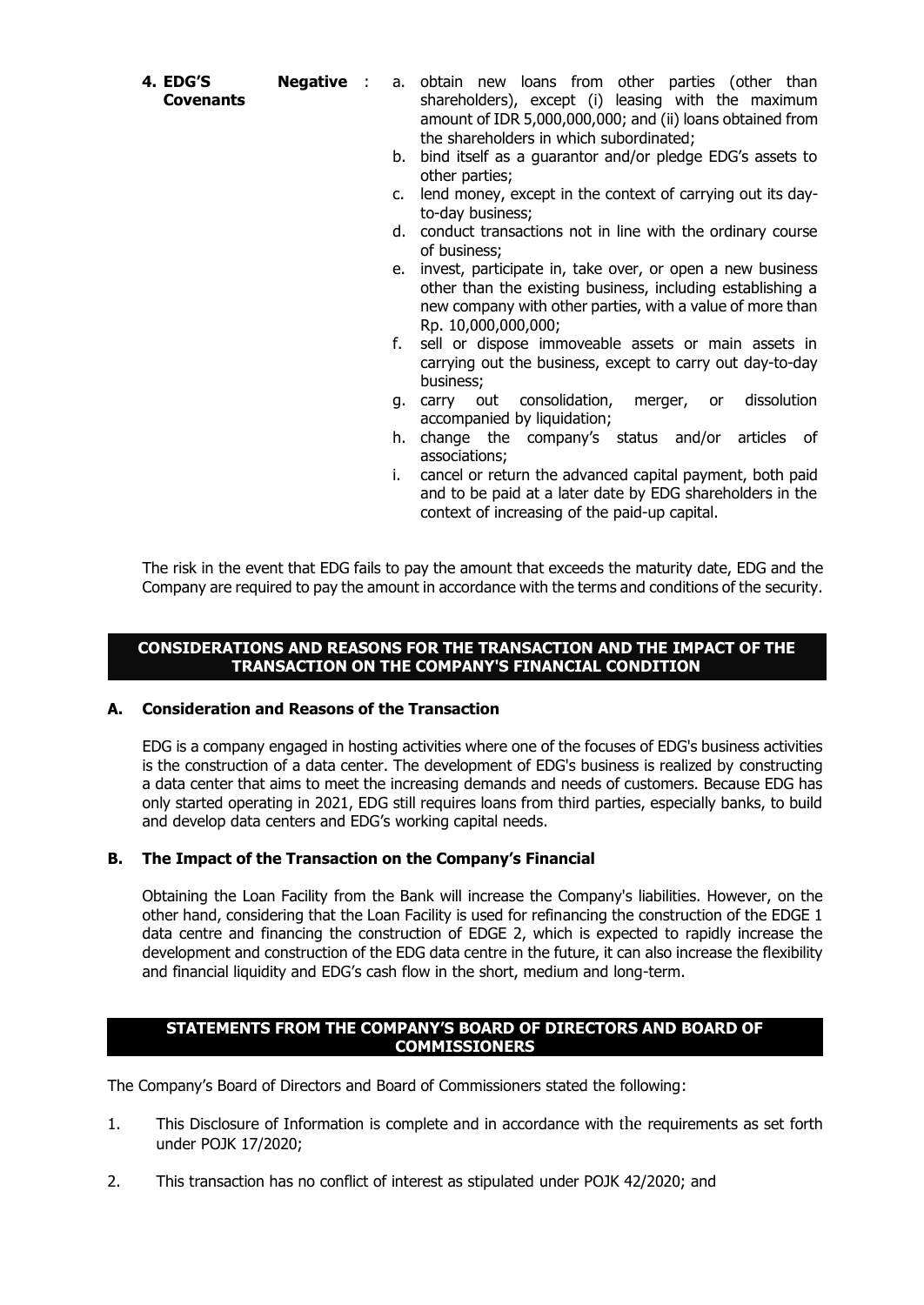**4. EDG'S Negative Covenants** :

a. obtain new loans from other parties (other than shareholders), except (i) leasing with the maximum amount of IDR 5,000,000,000; and (ii) loans obtained from the shareholders in which subordinated;

b. bind itself as a guarantor and/or pledge EDG's assets to other parties;

c. lend money, except in the context of carrying out its day-to-day business;

d. conduct transactions not in line with the ordinary course of business;

e. invest, participate in, take over, or open a new business other than the existing business, including establishing a new company with other parties, with a value of more than Rp. 10,000,000,000;

f. sell or dispose immoveable assets or main assets in carrying out the business, except to carry out day-to-day business;

g. carry out consolidation, merger, or dissolution accompanied by liquidation;

h. change the company's status and/or articles of associations;

i. cancel or return the advanced capital payment, both paid and to be paid at a later date by EDG shareholders in the context of increasing of the paid-up capital.

The risk in the event that EDG fails to pay the amount that exceeds the maturity date, EDG and the Company are required to pay the amount in accordance with the terms and conditions of the security.

## CONSIDERATIONS AND REASONS FOR THE TRANSACTION AND THE IMPACT OF THE TRANSACTION ON THE COMPANY'S FINANCIAL CONDITION

### A. Consideration and Reasons of the Transaction

EDG is a company engaged in hosting activities where one of the focuses of EDG's business activities is the construction of a data center. The development of EDG's business is realized by constructing a data center that aims to meet the increasing demands and needs of customers. Because EDG has only started operating in 2021, EDG still requires loans from third parties, especially banks, to build and develop data centers and EDG's working capital needs.

### B. The Impact of the Transaction on the Company's Financial

Obtaining the Loan Facility from the Bank will increase the Company's liabilities. However, on the other hand, considering that the Loan Facility is used for refinancing the construction of the EDGE 1 data centre and financing the construction of EDGE 2, which is expected to rapidly increase the development and construction of the EDG data centre in the future, it can also increase the flexibility and financial liquidity and EDG's cash flow in the short, medium and long-term.

## STATEMENTS FROM THE COMPANY'S BOARD OF DIRECTORS AND BOARD OF COMMISSIONERS

The Company's Board of Directors and Board of Commissioners stated the following:

1. This Disclosure of Information is complete and in accordance with the requirements as set forth under POJK 17/2020;

2. This transaction has no conflict of interest as stipulated under POJK 42/2020; and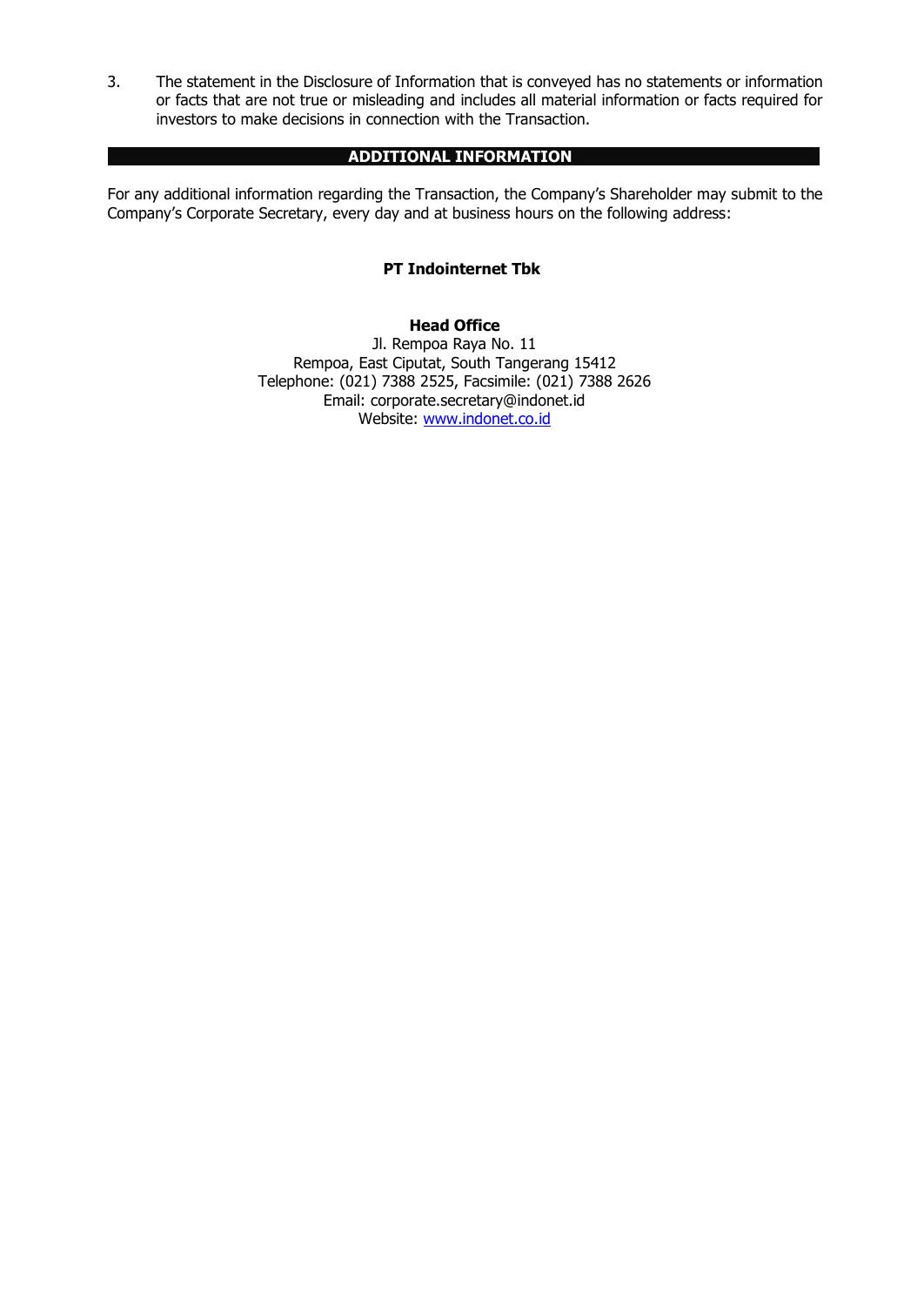3. The statement in the Disclosure of Information that is conveyed has no statements or information or facts that are not true or misleading and includes all material information or facts required for investors to make decisions in connection with the Transaction.

## ADDITIONAL INFORMATION

For any additional information regarding the Transaction, the Company's Shareholder may submit to the Company's Corporate Secretary, every day and at business hours on the following address:

**PT Indointernet Tbk**

**Head Office**
Jl. Rempoa Raya No. 11
Rempoa, East Ciputat, South Tangerang 15412
Telephone: (021) 7388 2525, Facsimile: (021) 7388 2626
Email: corporate.secretary@indonet.id
Website: [www.indonet.co.id](www.indonet.co.id)